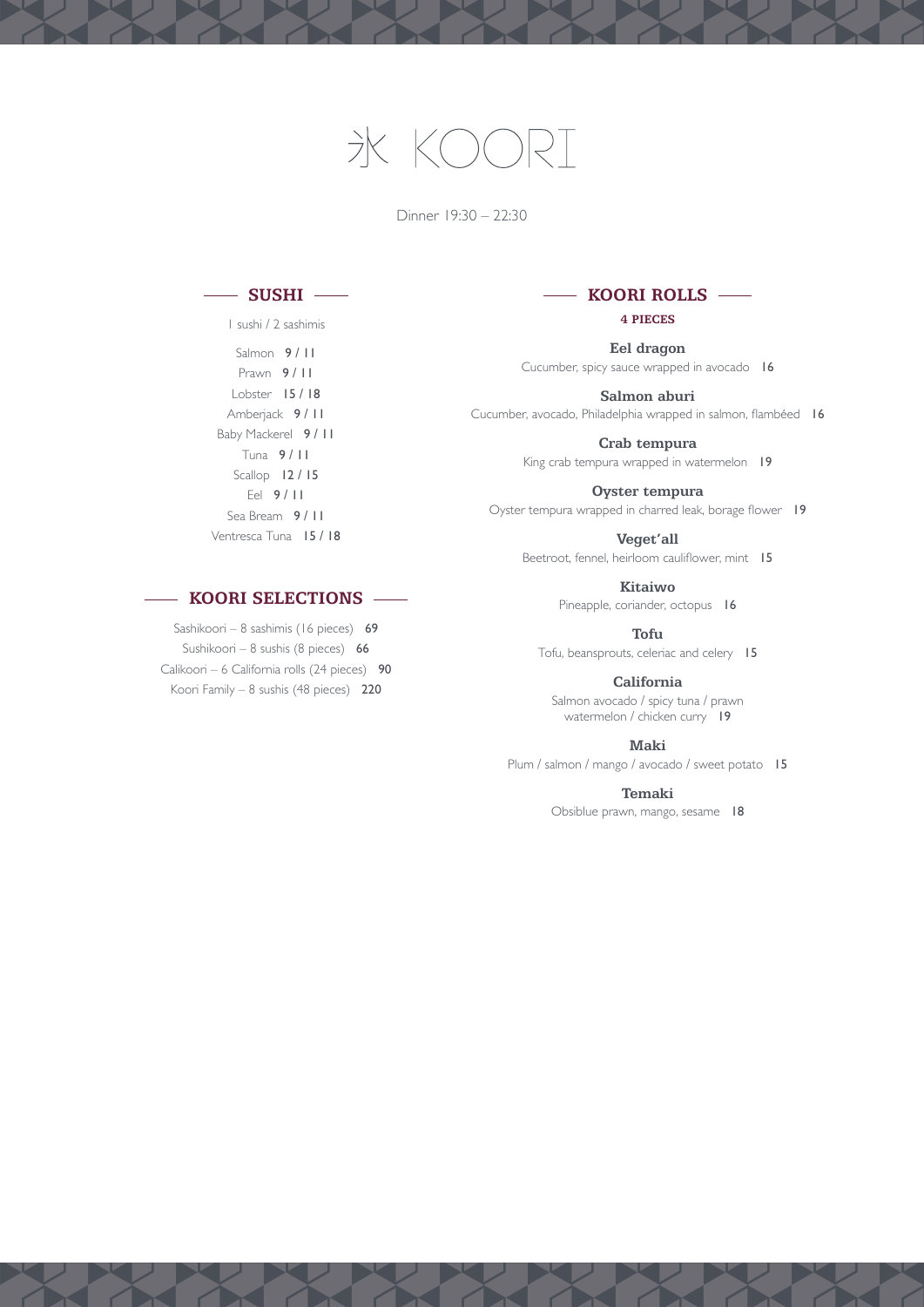# 氷 KOORI

Dinner 19:30 – 22:30

## SUSHI

1 sushi / 2 sashimis

Salmon **9 / 11**
Prawn **9 / 11**
Lobster **15 / 18**
Amberjack **9 / 11**
Baby Mackerel **9 / 11**
Tuna **9 / 11**
Scallop **12 / 15**
Eel **9 / 11**
Sea Bream **9 / 11**
Ventresca Tuna **15 / 18**

## KOORI SELECTIONS

Sashikoori – 8 sashimis (16 pieces) **69**
Sushikoori – 8 sushis (8 pieces) **66**
Calikoori – 6 California rolls (24 pieces) **90**
Koori Family – 8 sushis (48 pieces) **220**

## KOORI ROLLS

**4 PIECES**

**Eel dragon**
Cucumber, spicy sauce wrapped in avocado **16**

**Salmon aburi**
Cucumber, avocado, Philadelphia wrapped in salmon, flambéed **16**

**Crab tempura**
King crab tempura wrapped in watermelon **19**

**Oyster tempura**
Oyster tempura wrapped in charred leak, borage flower **19**

**Veget'all**
Beetroot, fennel, heirloom cauliflower, mint **15**

**Kitaiwo**
Pineapple, coriander, octopus **16**

**Tofu**
Tofu, beansprouts, celeriac and celery **15**

**California**
Salmon avocado / spicy tuna / prawn
watermelon / chicken curry **19**

**Maki**
Plum / salmon / mango / avocado / sweet potato **15**

**Temaki**
Obsiblue prawn, mango, sesame **18**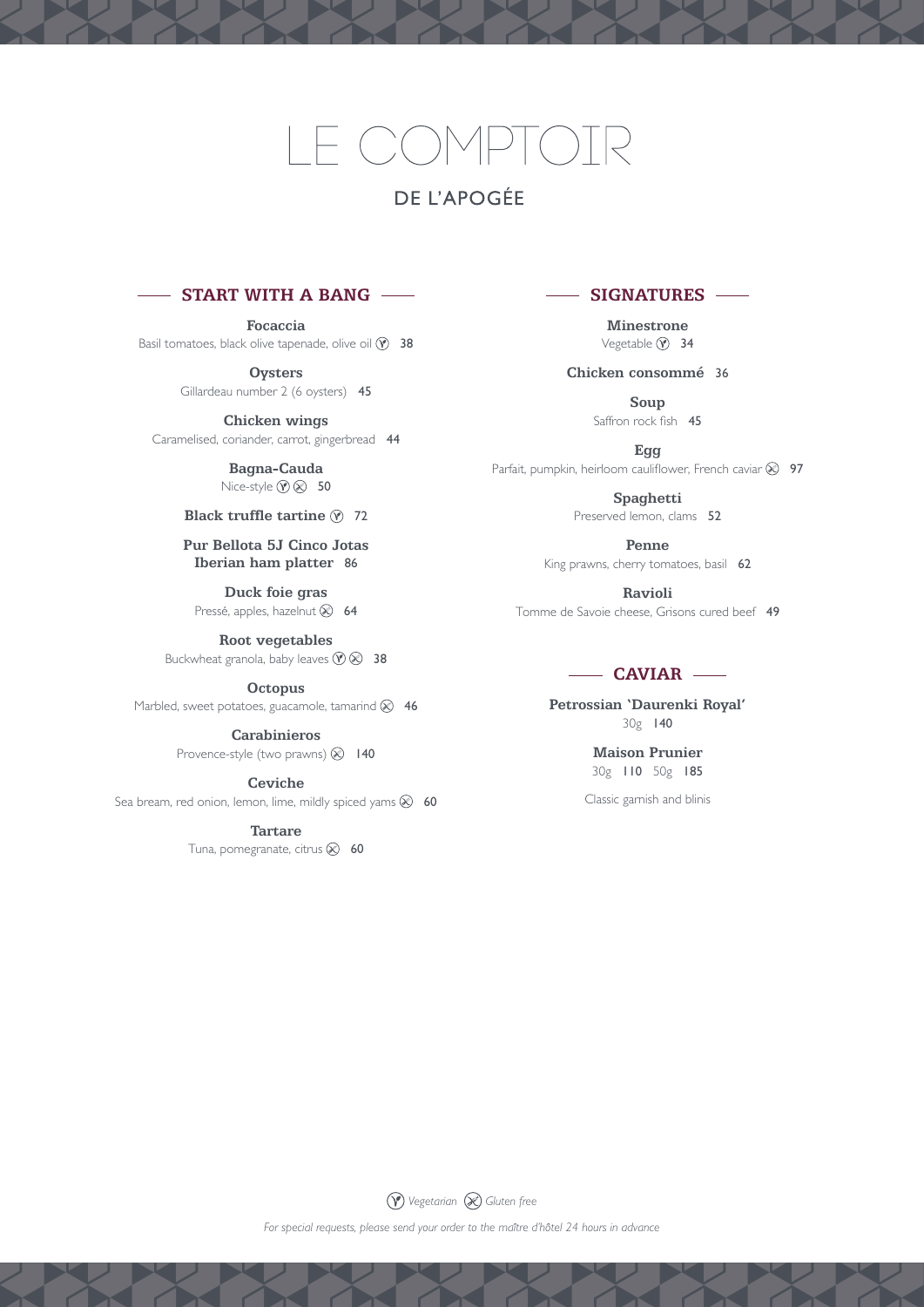# LE COMPTOIR

## DE L'APOGÉE

## START WITH A BANG

**Focaccia**
Basil tomatoes, black olive tapenade, olive oil (V) 38

**Oysters**
Gillardeau number 2 (6 oysters) 45

**Chicken wings**
Caramelised, coriander, carrot, gingerbread 44

**Bagna-Cauda**
Nice-style (V) (GF) 50

**Black truffle tartine** (V) 72

**Pur Bellota 5J Cinco Jotas Iberian ham platter** 86

**Duck foie gras**
Pressé, apples, hazelnut (GF) 64

**Root vegetables**
Buckwheat granola, baby leaves (V) (GF) 38

**Octopus**
Marbled, sweet potatoes, guacamole, tamarind (GF) 46

**Carabinieros**
Provence-style (two prawns) (GF) 140

**Ceviche**
Sea bream, red onion, lemon, lime, mildly spiced yams (GF) 60

**Tartare**
Tuna, pomegranate, citrus (GF) 60

## SIGNATURES

**Minestrone**
Vegetable (V) 34

**Chicken consommé** 36

**Soup**
Saffron rock fish 45

**Egg**
Parfait, pumpkin, heirloom cauliflower, French caviar (GF) 97

**Spaghetti**
Preserved lemon, clams 52

**Penne**
King prawns, cherry tomatoes, basil 62

**Ravioli**
Tomme de Savoie cheese, Grisons cured beef 49

## CAVIAR

**Petrossian 'Daurenki Royal'**
30g 140

**Maison Prunier**
30g 110 50g 185

Classic garnish and blinis

(V) *Vegetarian* (GF) *Gluten free*

*For special requests, please send your order to the maître d'hôtel 24 hours in advance*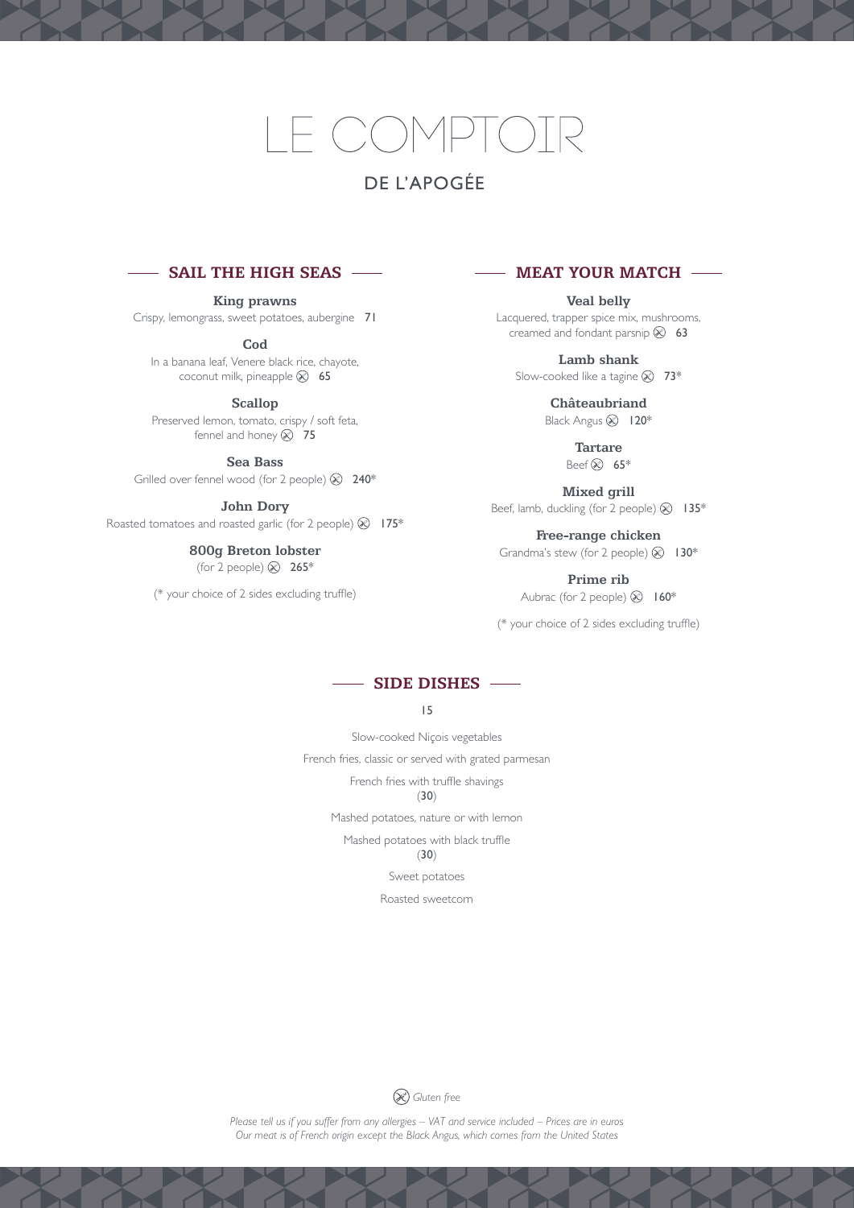# LE COMPTOIR

## DE L'APOGÉE

### SAIL THE HIGH SEAS

**King prawns**
Crispy, lemongrass, sweet potatoes, aubergine 71

**Cod**
In a banana leaf, Venere black rice, chayote, coconut milk, pineapple (Gluten free) 65

**Scallop**
Preserved lemon, tomato, crispy / soft feta, fennel and honey (Gluten free) 75

**Sea Bass**
Grilled over fennel wood (for 2 people) (Gluten free) 240*

**John Dory**
Roasted tomatoes and roasted garlic (for 2 people) (Gluten free) 175*

**800g Breton lobster**
(for 2 people) (Gluten free) 265*

(* your choice of 2 sides excluding truffle)

### MEAT YOUR MATCH

**Veal belly**
Lacquered, trapper spice mix, mushrooms, creamed and fondant parsnip (Gluten free) 63

**Lamb shank**
Slow-cooked like a tagine (Gluten free) 73*

**Châteaubriand**
Black Angus (Gluten free) 120*

**Tartare**
Beef (Gluten free) 65*

**Mixed grill**
Beef, lamb, duckling (for 2 people) (Gluten free) 135*

**Free-range chicken**
Grandma's stew (for 2 people) (Gluten free) 130*

**Prime rib**
Aubrac (for 2 people) (Gluten free) 160*

(* your choice of 2 sides excluding truffle)

### SIDE DISHES

15

Slow-cooked Niçois vegetables

French fries, classic or served with grated parmesan

French fries with truffle shavings
(**30**)

Mashed potatoes, nature or with lemon

Mashed potatoes with black truffle
(**30**)

Sweet potatoes

Roasted sweetcorn

*(Gluten free symbol) Gluten free*

*Please tell us if you suffer from any allergies – VAT and service included – Prices are in euros*
*Our meat is of French origin except the Black Angus, which comes from the United States*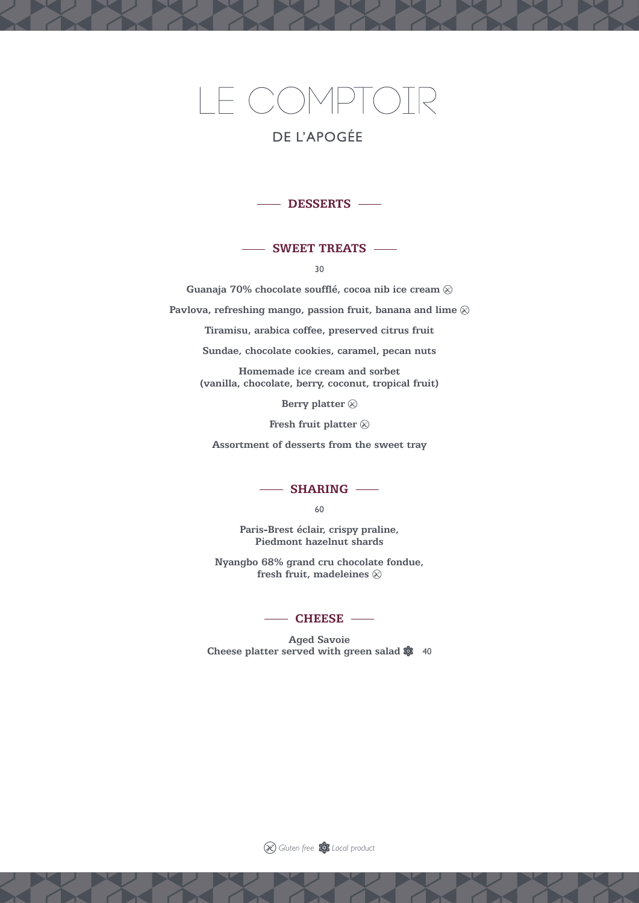# LE COMPTOIR

DE L'APOGÉE

## DESSERTS

### SWEET TREATS

30

**Guanaja 70% chocolate soufflé, cocoa nib ice cream** ⊗

**Pavlova, refreshing mango, passion fruit, banana and lime** ⊗

**Tiramisu, arabica coffee, preserved citrus fruit**

**Sundae, chocolate cookies, caramel, pecan nuts**

**Homemade ice cream and sorbet**
**(vanilla, chocolate, berry, coconut, tropical fruit)**

**Berry platter** ⊗

**Fresh fruit platter** ⊗

**Assortment of desserts from the sweet tray**

### SHARING

60

**Paris-Brest éclair, crispy praline,**
**Piedmont hazelnut shards**

**Nyangbo 68% grand cru chocolate fondue,**
**fresh fruit, madeleines** ⊗

### CHEESE

**Aged Savoie**
**Cheese platter served with green salad** ✿ 40

⊗ *Gluten free* ✿ *Local product*